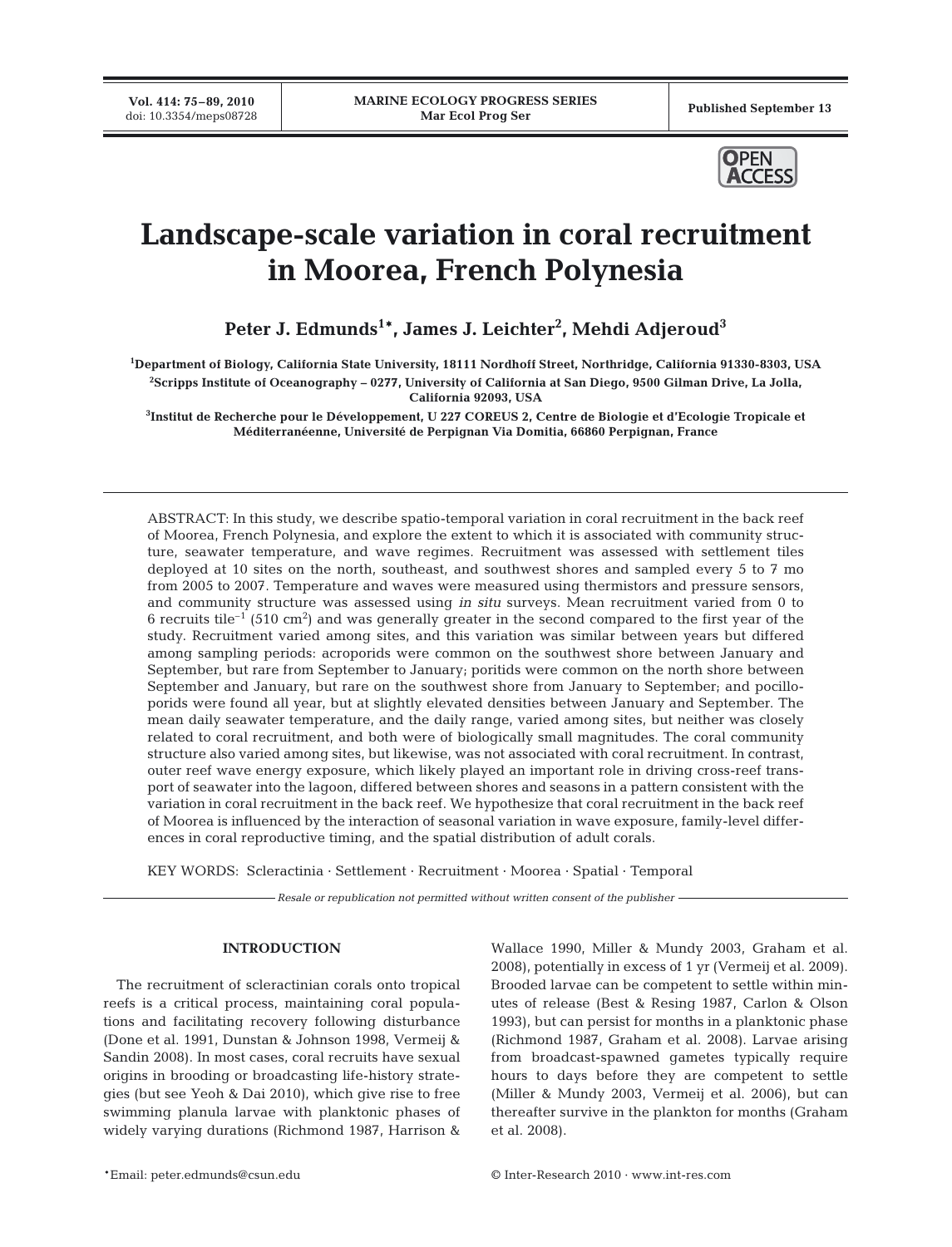# Landscape-scale variation in coral recruitment in Moorea, French Polynesia

**Peter J. Edmunds[1,*], James J. Leichter[2], Mehdi Adjeroud[3]**

[1]Department of Biology, California State University, 18111 Nordhoff Street, Northridge, California 91330-8303, USA

[2]Scripps Institute of Oceanography – 0277, University of California at San Diego, 9500 Gilman Drive, La Jolla, California 92093, USA

[3]Institut de Recherche pour le Développement, U 227 COREUS 2, Centre de Biologie et d'Ecologie Tropicale et Méditerranéenne, Université de Perpignan Via Domitia, 66860 Perpignan, France

ABSTRACT: In this study, we describe spatio-temporal variation in coral recruitment in the back reef of Moorea, French Polynesia, and explore the extent to which it is associated with community structure, seawater temperature, and wave regimes. Recruitment was assessed with settlement tiles deployed at 10 sites on the north, southeast, and southwest shores and sampled every 5 to 7 mo from 2005 to 2007. Temperature and waves were measured using thermistors and pressure sensors, and community structure was assessed using *in situ* surveys. Mean recruitment varied from 0 to 6 recruits tile$^{-1}$ (510 cm$^2$) and was generally greater in the second compared to the first year of the study. Recruitment varied among sites, and this variation was similar between years but differed among sampling periods: acroporids were common on the southwest shore between January and September, but rare from September to January; poritids were common on the north shore between September and January, but rare on the southwest shore from January to September; and pocilloporids were found all year, but at slightly elevated densities between January and September. The mean daily seawater temperature, and the daily range, varied among sites, but neither was closely related to coral recruitment, and both were of biologically small magnitudes. The coral community structure also varied among sites, but likewise, was not associated with coral recruitment. In contrast, outer reef wave energy exposure, which likely played an important role in driving cross-reef transport of seawater into the lagoon, differed between shores and seasons in a pattern consistent with the variation in coral recruitment in the back reef. We hypothesize that coral recruitment in the back reef of Moorea is influenced by the interaction of seasonal variation in wave exposure, family-level differences in coral reproductive timing, and the spatial distribution of adult corals.

KEY WORDS: Scleractinia · Settlement · Recruitment · Moorea · Spatial · Temporal

*Resale or republication not permitted without written consent of the publisher*

## INTRODUCTION

The recruitment of scleractinian corals onto tropical reefs is a critical process, maintaining coral populations and facilitating recovery following disturbance (Done et al. 1991, Dunstan & Johnson 1998, Vermeij & Sandin 2008). In most cases, coral recruits have sexual origins in brooding or broadcasting life-history strategies (but see Yeoh & Dai 2010), which give rise to free swimming planula larvae with planktonic phases of widely varying durations (Richmond 1987, Harrison & Wallace 1990, Miller & Mundy 2003, Graham et al. 2008), potentially in excess of 1 yr (Vermeij et al. 2009). Brooded larvae can be competent to settle within minutes of release (Best & Resing 1987, Carlon & Olson 1993), but can persist for months in a planktonic phase (Richmond 1987, Graham et al. 2008). Larvae arising from broadcast-spawned gametes typically require hours to days before they are competent to settle (Miller & Mundy 2003, Vermeij et al. 2006), but can thereafter survive in the plankton for months (Graham et al. 2008).

*Email: peter.edmunds@csun.edu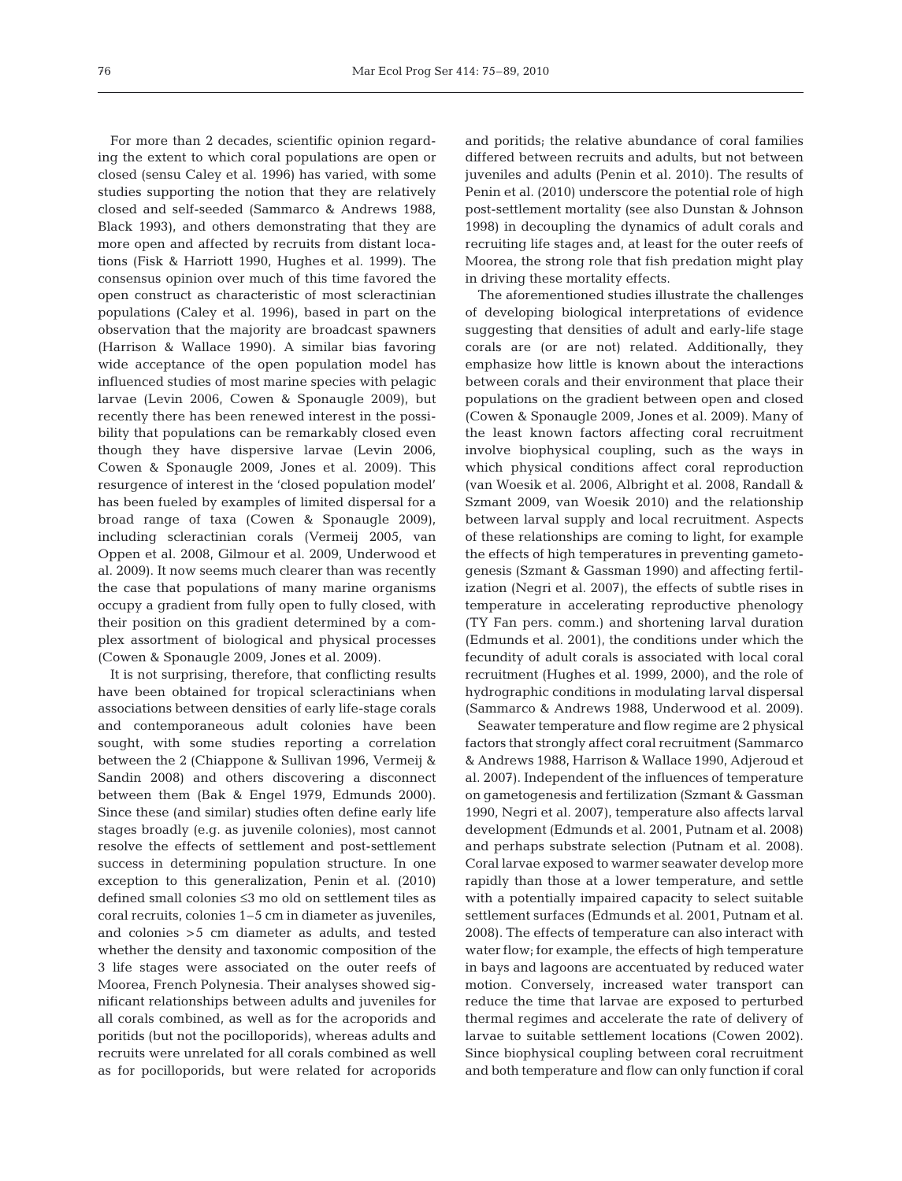For more than 2 decades, scientific opinion regarding the extent to which coral populations are open or closed (sensu Caley et al. 1996) has varied, with some studies supporting the notion that they are relatively closed and self-seeded (Sammarco & Andrews 1988, Black 1993), and others demonstrating that they are more open and affected by recruits from distant locations (Fisk & Harriott 1990, Hughes et al. 1999). The consensus opinion over much of this time favored the open construct as characteristic of most scleractinian populations (Caley et al. 1996), based in part on the observation that the majority are broadcast spawners (Harrison & Wallace 1990). A similar bias favoring wide acceptance of the open population model has influenced studies of most marine species with pelagic larvae (Levin 2006, Cowen & Sponaugle 2009), but recently there has been renewed interest in the possibility that populations can be remarkably closed even though they have dispersive larvae (Levin 2006, Cowen & Sponaugle 2009, Jones et al. 2009). This resurgence of interest in the 'closed population model' has been fueled by examples of limited dispersal for a broad range of taxa (Cowen & Sponaugle 2009), including scleractinian corals (Vermeij 2005, van Oppen et al. 2008, Gilmour et al. 2009, Underwood et al. 2009). It now seems much clearer than was recently the case that populations of many marine organisms occupy a gradient from fully open to fully closed, with their position on this gradient determined by a complex assortment of biological and physical processes (Cowen & Sponaugle 2009, Jones et al. 2009).

It is not surprising, therefore, that conflicting results have been obtained for tropical scleractinians when associations between densities of early life-stage corals and contemporaneous adult colonies have been sought, with some studies reporting a correlation between the 2 (Chiappone & Sullivan 1996, Vermeij & Sandin 2008) and others discovering a disconnect between them (Bak & Engel 1979, Edmunds 2000). Since these (and similar) studies often define early life stages broadly (e.g. as juvenile colonies), most cannot resolve the effects of settlement and post-settlement success in determining population structure. In one exception to this generalization, Penin et al. (2010) defined small colonies ≤3 mo old on settlement tiles as coral recruits, colonies 1–5 cm in diameter as juveniles, and colonies >5 cm diameter as adults, and tested whether the density and taxonomic composition of the 3 life stages were associated on the outer reefs of Moorea, French Polynesia. Their analyses showed significant relationships between adults and juveniles for all corals combined, as well as for the acroporids and poritids (but not the pocilloporids), whereas adults and recruits were unrelated for all corals combined as well as for pocilloporids, but were related for acroporids and poritids; the relative abundance of coral families differed between recruits and adults, but not between juveniles and adults (Penin et al. 2010). The results of Penin et al. (2010) underscore the potential role of high post-settlement mortality (see also Dunstan & Johnson 1998) in decoupling the dynamics of adult corals and recruiting life stages and, at least for the outer reefs of Moorea, the strong role that fish predation might play in driving these mortality effects.

The aforementioned studies illustrate the challenges of developing biological interpretations of evidence suggesting that densities of adult and early-life stage corals are (or are not) related. Additionally, they emphasize how little is known about the interactions between corals and their environment that place their populations on the gradient between open and closed (Cowen & Sponaugle 2009, Jones et al. 2009). Many of the least known factors affecting coral recruitment involve biophysical coupling, such as the ways in which physical conditions affect coral reproduction (van Woesik et al. 2006, Albright et al. 2008, Randall & Szmant 2009, van Woesik 2010) and the relationship between larval supply and local recruitment. Aspects of these relationships are coming to light, for example the effects of high temperatures in preventing gametogenesis (Szmant & Gassman 1990) and affecting fertilization (Negri et al. 2007), the effects of subtle rises in temperature in accelerating reproductive phenology (TY Fan pers. comm.) and shortening larval duration (Edmunds et al. 2001), the conditions under which the fecundity of adult corals is associated with local coral recruitment (Hughes et al. 1999, 2000), and the role of hydrographic conditions in modulating larval dispersal (Sammarco & Andrews 1988, Underwood et al. 2009).

Seawater temperature and flow regime are 2 physical factors that strongly affect coral recruitment (Sammarco & Andrews 1988, Harrison & Wallace 1990, Adjeroud et al. 2007). Independent of the influences of temperature on gametogenesis and fertilization (Szmant & Gassman 1990, Negri et al. 2007), temperature also affects larval development (Edmunds et al. 2001, Putnam et al. 2008) and perhaps substrate selection (Putnam et al. 2008). Coral larvae exposed to warmer seawater develop more rapidly than those at a lower temperature, and settle with a potentially impaired capacity to select suitable settlement surfaces (Edmunds et al. 2001, Putnam et al. 2008). The effects of temperature can also interact with water flow; for example, the effects of high temperature in bays and lagoons are accentuated by reduced water motion. Conversely, increased water transport can reduce the time that larvae are exposed to perturbed thermal regimes and accelerate the rate of delivery of larvae to suitable settlement locations (Cowen 2002). Since biophysical coupling between coral recruitment and both temperature and flow can only function if coral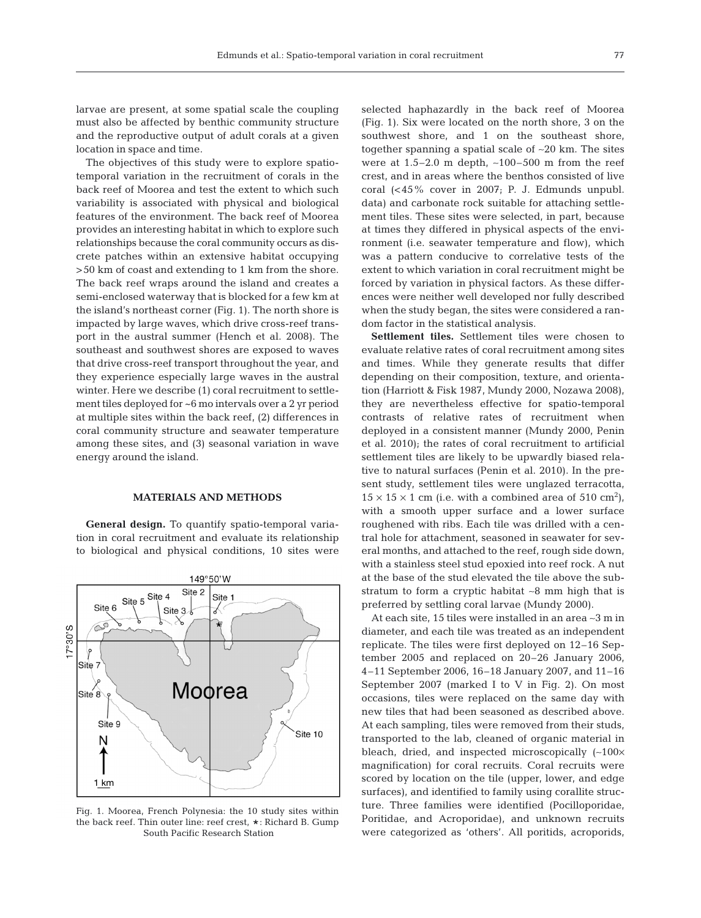larvae are present, at some spatial scale the coupling must also be affected by benthic community structure and the reproductive output of adult corals at a given location in space and time.

The objectives of this study were to explore spatio-temporal variation in the recruitment of corals in the back reef of Moorea and test the extent to which such variability is associated with physical and biological features of the environment. The back reef of Moorea provides an interesting habitat in which to explore such relationships because the coral community occurs as discrete patches within an extensive habitat occupying >50 km of coast and extending to 1 km from the shore. The back reef wraps around the island and creates a semi-enclosed waterway that is blocked for a few km at the island's northeast corner (Fig. 1). The north shore is impacted by large waves, which drive cross-reef transport in the austral summer (Hench et al. 2008). The southeast and southwest shores are exposed to waves that drive cross-reef transport throughout the year, and they experience especially large waves in the austral winter. Here we describe (1) coral recruitment to settlement tiles deployed for ~6 mo intervals over a 2 yr period at multiple sites within the back reef, (2) differences in coral community structure and seawater temperature among these sites, and (3) seasonal variation in wave energy around the island.

## MATERIALS AND METHODS

**General design.** To quantify spatio-temporal variation in coral recruitment and evaluate its relationship to biological and physical conditions, 10 sites were selected haphazardly in the back reef of Moorea (Fig. 1). Six were located on the north shore, 3 on the southwest shore, and 1 on the southeast shore, together spanning a spatial scale of ~20 km. The sites were at 1.5–2.0 m depth, ~100–500 m from the reef crest, and in areas where the benthos consisted of live coral (<45% cover in 2007; P. J. Edmunds unpubl. data) and carbonate rock suitable for attaching settlement tiles. These sites were selected, in part, because at times they differed in physical aspects of the environment (i.e. seawater temperature and flow), which was a pattern conducive to correlative tests of the extent to which variation in coral recruitment might be forced by variation in physical factors. As these differences were neither well developed nor fully described when the study began, the sites were considered a random factor in the statistical analysis.

Fig. 1. Moorea, French Polynesia: the 10 study sites within the back reef. Thin outer line: reef crest, ★: Richard B. Gump South Pacific Research Station

**Settlement tiles.** Settlement tiles were chosen to evaluate relative rates of coral recruitment among sites and times. While they generate results that differ depending on their composition, texture, and orientation (Harriott & Fisk 1987, Mundy 2000, Nozawa 2008), they are nevertheless effective for spatio-temporal contrasts of relative rates of recruitment when deployed in a consistent manner (Mundy 2000, Penin et al. 2010); the rates of coral recruitment to artificial settlement tiles are likely to be upwardly biased relative to natural surfaces (Penin et al. 2010). In the present study, settlement tiles were unglazed terracotta, $15 \times 15 \times 1$ cm (i.e. with a combined area of 510 $cm^2$), with a smooth upper surface and a lower surface roughened with ribs. Each tile was drilled with a central hole for attachment, seasoned in seawater for several months, and attached to the reef, rough side down, with a stainless steel stud epoxied into reef rock. A nut at the base of the stud elevated the tile above the substratum to form a cryptic habitat ~8 mm high that is preferred by settling coral larvae (Mundy 2000).

At each site, 15 tiles were installed in an area ~3 m in diameter, and each tile was treated as an independent replicate. The tiles were first deployed on 12–16 September 2005 and replaced on 20–26 January 2006, 4–11 September 2006, 16–18 January 2007, and 11–16 September 2007 (marked I to V in Fig. 2). On most occasions, tiles were replaced on the same day with new tiles that had been seasoned as described above. At each sampling, tiles were removed from their studs, transported to the lab, cleaned of organic material in bleach, dried, and inspected microscopically (~100× magnification) for coral recruits. Coral recruits were scored by location on the tile (upper, lower, and edge surfaces), and identified to family using corallite structure. Three families were identified (Pocilloporidae, Poritidae, and Acroporidae), and unknown recruits were categorized as 'others'. All poritids, acroporids,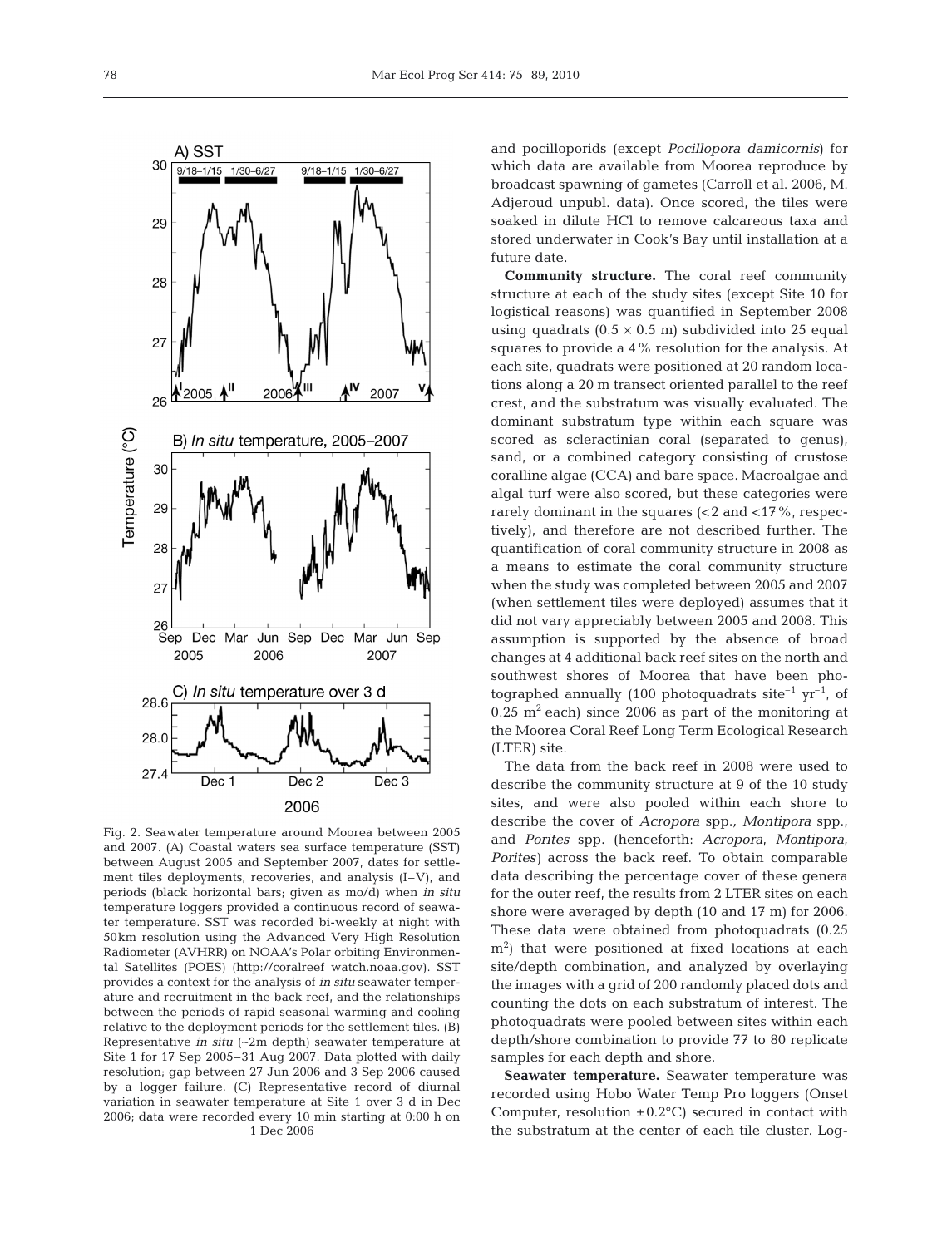Fig. 2. Seawater temperature around Moorea between 2005 and 2007. (A) Coastal waters sea surface temperature (SST) between August 2005 and September 2007, dates for settlement tiles deployments, recoveries, and analysis (I–V), and periods (black horizontal bars; given as mo/d) when *in situ* temperature loggers provided a continuous record of seawater temperature. SST was recorded bi-weekly at night with 50km resolution using the Advanced Very High Resolution Radiometer (AVHRR) on NOAA's Polar orbiting Environmental Satellites (POES) (http://coralreef watch.noaa.gov). SST provides a context for the analysis of *in situ* seawater temperature and recruitment in the back reef, and the relationships between the periods of rapid seasonal warming and cooling relative to the deployment periods for the settlement tiles. (B) Representative *in situ* (~2m depth) seawater temperature at Site 1 for 17 Sep 2005–31 Aug 2007. Data plotted with daily resolution; gap between 27 Jun 2006 and 3 Sep 2006 caused by a logger failure. (C) Representative record of diurnal variation in seawater temperature at Site 1 over 3 d in Dec 2006; data were recorded every 10 min starting at 0:00 h on 1 Dec 2006

and pocilloporids (except *Pocillopora damicornis*) for which data are available from Moorea reproduce by broadcast spawning of gametes (Carroll et al. 2006, M. Adjeroud unpubl. data). Once scored, the tiles were soaked in dilute HCl to remove calcareous taxa and stored underwater in Cook's Bay until installation at a future date.

**Community structure.** The coral reef community structure at each of the study sites (except Site 10 for logistical reasons) was quantified in September 2008 using quadrats (0.5 × 0.5 m) subdivided into 25 equal squares to provide a 4% resolution for the analysis. At each site, quadrats were positioned at 20 random locations along a 20 m transect oriented parallel to the reef crest, and the substratum was visually evaluated. The dominant substratum type within each square was scored as scleractinian coral (separated to genus), sand, or a combined category consisting of crustose coralline algae (CCA) and bare space. Macroalgae and algal turf were also scored, but these categories were rarely dominant in the squares (<2 and <17%, respectively), and therefore are not described further. The quantification of coral community structure in 2008 as a means to estimate the coral community structure when the study was completed between 2005 and 2007 (when settlement tiles were deployed) assumes that it did not vary appreciably between 2005 and 2008. This assumption is supported by the absence of broad changes at 4 additional back reef sites on the north and southwest shores of Moorea that have been photographed annually (100 photoquadrats site$^{-1}$ yr$^{-1}$, of 0.25 m$^2$ each) since 2006 as part of the monitoring at the Moorea Coral Reef Long Term Ecological Research (LTER) site.

The data from the back reef in 2008 were used to describe the community structure at 9 of the 10 study sites, and were also pooled within each shore to describe the cover of *Acropora* spp., *Montipora* spp., and *Porites* spp. (henceforth: *Acropora*, *Montipora*, *Porites*) across the back reef. To obtain comparable data describing the percentage cover of these genera for the outer reef, the results from 2 LTER sites on each shore were averaged by depth (10 and 17 m) for 2006. These data were obtained from photoquadrats (0.25 m$^2$) that were positioned at fixed locations at each site/depth combination, and analyzed by overlaying the images with a grid of 200 randomly placed dots and counting the dots on each substratum of interest. The photoquadrats were pooled between sites within each depth/shore combination to provide 77 to 80 replicate samples for each depth and shore.

**Seawater temperature.** Seawater temperature was recorded using Hobo Water Temp Pro loggers (Onset Computer, resolution ±0.2°C) secured in contact with the substratum at the center of each tile cluster. Log-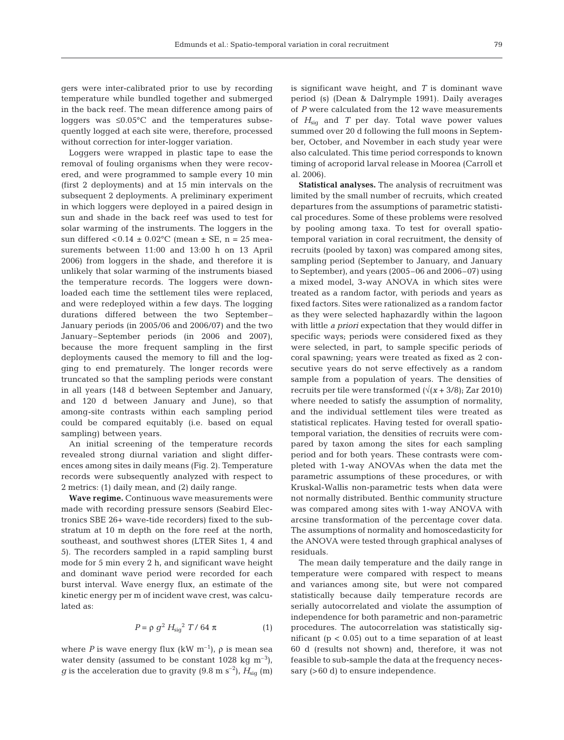gers were inter-calibrated prior to use by recording temperature while bundled together and submerged in the back reef. The mean difference among pairs of loggers was ≤0.05°C and the temperatures subsequently logged at each site were, therefore, processed without correction for inter-logger variation.

Loggers were wrapped in plastic tape to ease the removal of fouling organisms when they were recovered, and were programmed to sample every 10 min (first 2 deployments) and at 15 min intervals on the subsequent 2 deployments. A preliminary experiment in which loggers were deployed in a paired design in sun and shade in the back reef was used to test for solar warming of the instruments. The loggers in the sun differed <0.14 ± 0.02°C (mean ± SE, n = 25 measurements between 11:00 and 13:00 h on 13 April 2006) from loggers in the shade, and therefore it is unlikely that solar warming of the instruments biased the temperature records. The loggers were downloaded each time the settlement tiles were replaced, and were redeployed within a few days. The logging durations differed between the two September–January periods (in 2005/06 and 2006/07) and the two January–September periods (in 2006 and 2007), because the more frequent sampling in the first deployments caused the memory to fill and the logging to end prematurely. The longer records were truncated so that the sampling periods were constant in all years (148 d between September and January, and 120 d between January and June), so that among-site contrasts within each sampling period could be compared equitably (i.e. based on equal sampling) between years.

An initial screening of the temperature records revealed strong diurnal variation and slight differences among sites in daily means (Fig. 2). Temperature records were subsequently analyzed with respect to 2 metrics: (1) daily mean, and (2) daily range.

**Wave regime.** Continuous wave measurements were made with recording pressure sensors (Seabird Electronics SBE 26+ wave-tide recorders) fixed to the substratum at 10 m depth on the fore reef at the north, southeast, and southwest shores (LTER Sites 1, 4 and 5). The recorders sampled in a rapid sampling burst mode for 5 min every 2 h, and significant wave height and dominant wave period were recorded for each burst interval. Wave energy flux, an estimate of the kinetic energy per m of incident wave crest, was calculated as:

$$P = \rho\, g^2\, H_{sig}^{\ 2}\, T \,/\, 64\, \pi \tag{1}$$

where $P$ is wave energy flux (kW m$^{-1}$), $\rho$ is mean sea water density (assumed to be constant 1028 kg m$^{-3}$), $g$ is the acceleration due to gravity (9.8 m s$^{-2}$), $H_{sig}$ (m) is significant wave height, and $T$ is dominant wave period (s) (Dean & Dalrymple 1991). Daily averages of $P$ were calculated from the 12 wave measurements of $H_{sig}$ and $T$ per day. Total wave power values summed over 20 d following the full moons in September, October, and November in each study year were also calculated. This time period corresponds to known timing of acroporid larval release in Moorea (Carroll et al. 2006).

**Statistical analyses.** The analysis of recruitment was limited by the small number of recruits, which created departures from the assumptions of parametric statistical procedures. Some of these problems were resolved by pooling among taxa. To test for overall spatio-temporal variation in coral recruitment, the density of recruits (pooled by taxon) was compared among sites, sampling period (September to January, and January to September), and years (2005–06 and 2006–07) using a mixed model, 3-way ANOVA in which sites were treated as a random factor, with periods and years as fixed factors. Sites were rationalized as a random factor as they were selected haphazardly within the lagoon with little *a priori* expectation that they would differ in specific ways; periods were considered fixed as they were selected, in part, to sample specific periods of coral spawning; years were treated as fixed as 2 consecutive years do not serve effectively as a random sample from a population of years. The densities of recruits per tile were transformed ($\sqrt{(x + 3/8)}$; Zar 2010) where needed to satisfy the assumption of normality, and the individual settlement tiles were treated as statistical replicates. Having tested for overall spatio-temporal variation, the densities of recruits were compared by taxon among the sites for each sampling period and for both years. These contrasts were completed with 1-way ANOVAs when the data met the parametric assumptions of these procedures, or with Kruskal-Wallis non-parametric tests when data were not normally distributed. Benthic community structure was compared among sites with 1-way ANOVA with arcsine transformation of the percentage cover data. The assumptions of normality and homoscedasticity for the ANOVA were tested through graphical analyses of residuals.

The mean daily temperature and the daily range in temperature were compared with respect to means and variances among site, but were not compared statistically because daily temperature records are serially autocorrelated and violate the assumption of independence for both parametric and non-parametric procedures. The autocorrelation was statistically significant ($p < 0.05$) out to a time separation of at least 60 d (results not shown) and, therefore, it was not feasible to sub-sample the data at the frequency necessary (>60 d) to ensure independence.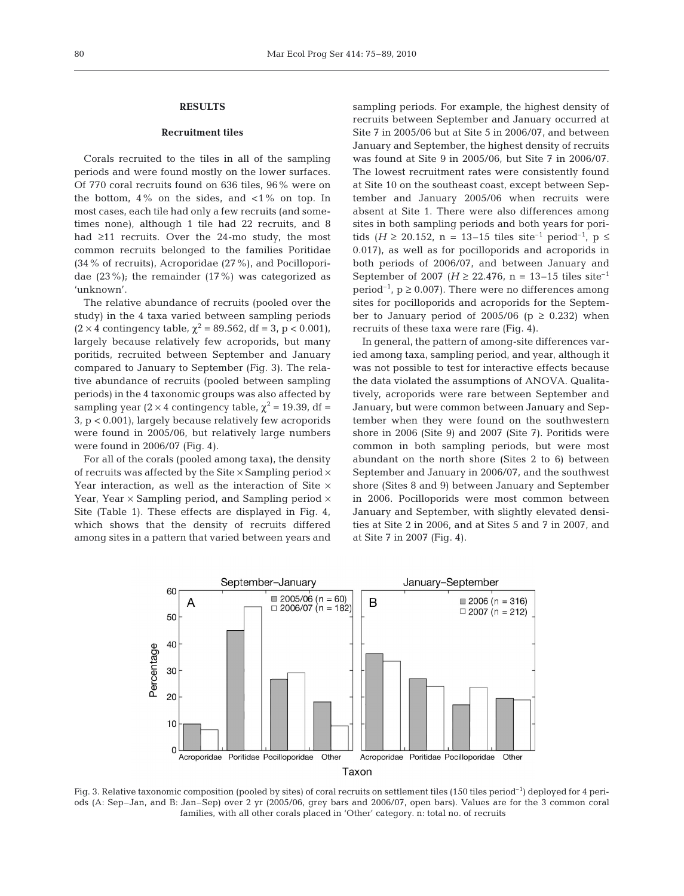## RESULTS

### Recruitment tiles

Corals recruited to the tiles in all of the sampling periods and were found mostly on the lower surfaces. Of 770 coral recruits found on 636 tiles, 96% were on the bottom, 4% on the sides, and <1% on top. In most cases, each tile had only a few recruits (and sometimes none), although 1 tile had 22 recruits, and 8 had ≥11 recruits. Over the 24-mo study, the most common recruits belonged to the families Poritidae (34% of recruits), Acroporidae (27%), and Pocilloporidae (23%); the remainder (17%) was categorized as 'unknown'.

The relative abundance of recruits (pooled over the study) in the 4 taxa varied between sampling periods ($2 \times 4$ contingency table, $\chi^2 = 89.562$, df = 3, $p < 0.001$), largely because relatively few acroporids, but many poritids, recruited between September and January compared to January to September (Fig. 3). The relative abundance of recruits (pooled between sampling periods) in the 4 taxonomic groups was also affected by sampling year ($2 \times 4$ contingency table, $\chi^2 = 19.39$, df = 3, $p < 0.001$), largely because relatively few acroporids were found in 2005/06, but relatively large numbers were found in 2006/07 (Fig. 4).

For all of the corals (pooled among taxa), the density of recruits was affected by the Site × Sampling period × Year interaction, as well as the interaction of Site × Year, Year × Sampling period, and Sampling period × Site (Table 1). These effects are displayed in Fig. 4, which shows that the density of recruits differed among sites in a pattern that varied between years and sampling periods. For example, the highest density of recruits between September and January occurred at Site 7 in 2005/06 but at Site 5 in 2006/07, and between January and September, the highest density of recruits was found at Site 9 in 2005/06, but Site 7 in 2006/07. The lowest recruitment rates were consistently found at Site 10 on the southeast coast, except between September and January 2005/06 when recruits were absent at Site 1. There were also differences among sites in both sampling periods and both years for poritids ($H \geq 20.152$, n = 13–15 tiles site$^{-1}$ period$^{-1}$, $p \leq 0.017$), as well as for pocilloporids and acroporids in both periods of 2006/07, and between January and September of 2007 ($H \geq 22.476$, n = 13–15 tiles site$^{-1}$ period$^{-1}$, $p \geq 0.007$). There were no differences among sites for pocilloporids and acroporids for the September to January period of 2005/06 ($p \geq 0.232$) when recruits of these taxa were rare (Fig. 4).

In general, the pattern of among-site differences varied among taxa, sampling period, and year, although it was not possible to test for interactive effects because the data violated the assumptions of ANOVA. Qualitatively, acroporids were rare between September and January, but were common between January and September when they were found on the southwestern shore in 2006 (Site 9) and 2007 (Site 7). Poritids were common in both sampling periods, but were most abundant on the north shore (Sites 2 to 6) between September and January in 2006/07, and the southwest shore (Sites 8 and 9) between January and September in 2006. Pocilloporids were most common between January and September, with slightly elevated densities at Site 2 in 2006, and at Sites 5 and 7 in 2007, and at Site 7 in 2007 (Fig. 4).

Fig. 3. Relative taxonomic composition (pooled by sites) of coral recruits on settlement tiles (150 tiles period$^{-1}$) deployed for 4 periods (A: Sep–Jan, and B: Jan–Sep) over 2 yr (2005/06, grey bars and 2006/07, open bars). Values are for the 3 common coral families, with all other corals placed in 'Other' category. n: total no. of recruits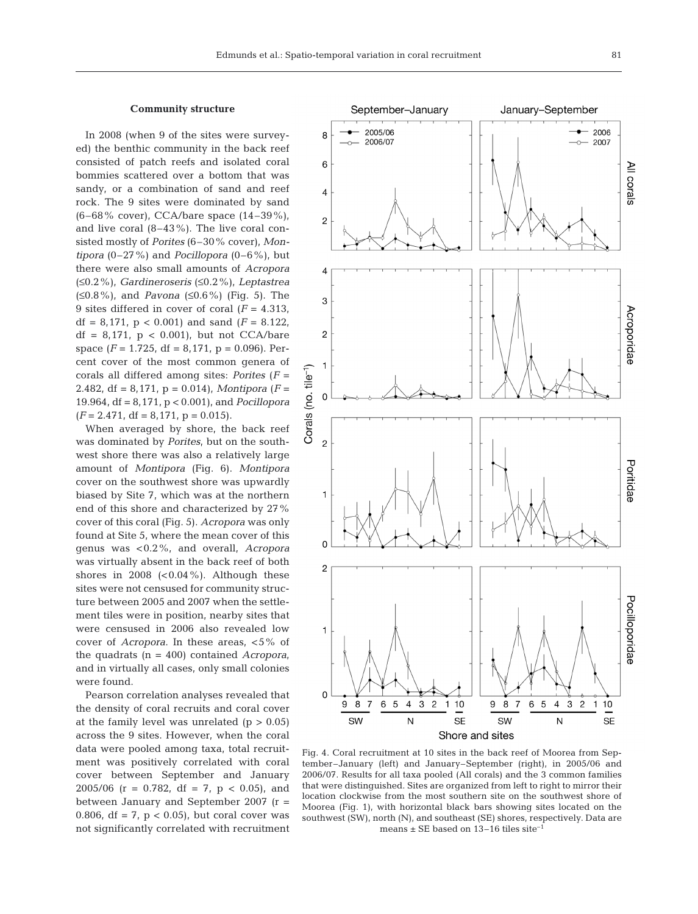### Community structure

In 2008 (when 9 of the sites were surveyed) the benthic community in the back reef consisted of patch reefs and isolated coral bommies scattered over a bottom that was sandy, or a combination of sand and reef rock. The 9 sites were dominated by sand (6–68% cover), CCA/bare space (14–39%), and live coral (8–43%). The live coral consisted mostly of *Porites* (6–30% cover), *Montipora* (0–27%) and *Pocillopora* (0–6%), but there were also small amounts of *Acropora* (≤0.2%), *Gardineroseris* (≤0.2%), *Leptastrea* (≤0.8%), and *Pavona* (≤0.6%) (Fig. 5). The 9 sites differed in cover of coral ($F = 4.313$, df = 8,171, $p < 0.001$) and sand ($F = 8.122$, df = 8,171, $p < 0.001$), but not CCA/bare space ($F = 1.725$, df = 8,171, $p = 0.096$). Percent cover of the most common genera of corals all differed among sites: *Porites* ($F = 2.482$, df = 8,171, $p = 0.014$), *Montipora* ($F = 19.964$, df = 8,171, $p < 0.001$), and *Pocillopora* ($F = 2.471$, df = 8,171, $p = 0.015$).

When averaged by shore, the back reef was dominated by *Porites*, but on the southwest shore there was also a relatively large amount of *Montipora* (Fig. 6). *Montipora* cover on the southwest shore was upwardly biased by Site 7, which was at the northern end of this shore and characterized by 27% cover of this coral (Fig. 5). *Acropora* was only found at Site 5, where the mean cover of this genus was <0.2%, and overall, *Acropora* was virtually absent in the back reef of both shores in 2008 (<0.04%). Although these sites were not censused for community structure between 2005 and 2007 when the settlement tiles were in position, nearby sites that were censused in 2006 also revealed low cover of *Acropora*. In these areas, <5% of the quadrats (n = 400) contained *Acropora*, and in virtually all cases, only small colonies were found.

Pearson correlation analyses revealed that the density of coral recruits and coral cover at the family level was unrelated ($p > 0.05$) across the 9 sites. However, when the coral data were pooled among taxa, total recruitment was positively correlated with coral cover between September and January 2005/06 ($r = 0.782$, df = 7, $p < 0.05$), and between January and September 2007 ($r = 0.806$, df = 7, $p < 0.05$), but coral cover was not significantly correlated with recruitment

Fig. 4. Coral recruitment at 10 sites in the back reef of Moorea from September–January (left) and January–September (right), in 2005/06 and 2006/07. Results for all taxa pooled (All corals) and the 3 common families that were distinguished. Sites are organized from left to right to mirror their location clockwise from the most southern site on the southwest shore of Moorea (Fig. 1), with horizontal black bars showing sites located on the southwest (SW), north (N), and southeast (SE) shores, respectively. Data are means ± SE based on 13–16 tiles site$^{-1}$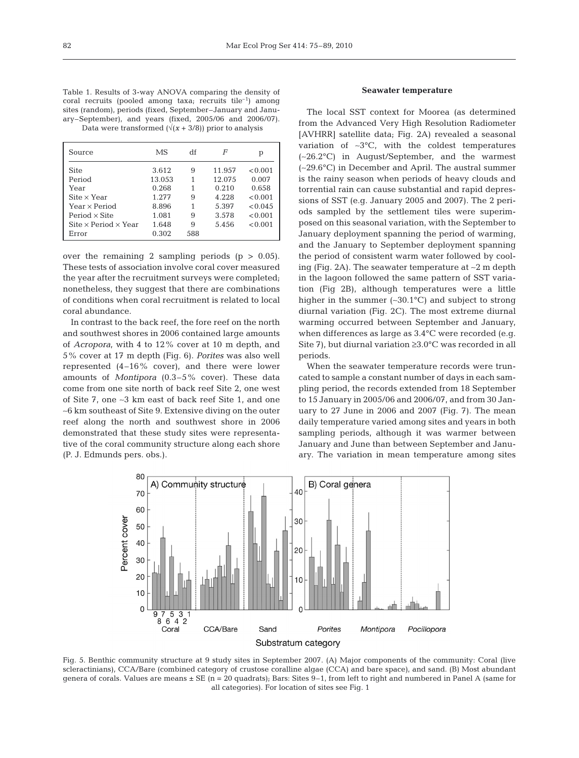Table 1. Results of 3-way ANOVA comparing the density of coral recruits (pooled among taxa; recruits tile$^{-1}$) among sites (random), periods (fixed, September–January and January–September), and years (fixed, 2005/06 and 2006/07). Data were transformed ($\sqrt{(x + 3/8)}$) prior to analysis

| Source | MS | df | $F$ | p |
|---|---|---|---|---|
| Site | 3.612 | 9 | 11.957 | <0.001 |
| Period | 13.053 | 1 | 12.075 | 0.007 |
| Year | 0.268 | 1 | 0.210 | 0.658 |
| Site × Year | 1.277 | 9 | 4.228 | <0.001 |
| Year × Period | 8.896 | 1 | 5.397 | <0.045 |
| Period × Site | 1.081 | 9 | 3.578 | <0.001 |
| Site × Period × Year | 1.648 | 9 | 5.456 | <0.001 |
| Error | 0.302 | 588 | | |

over the remaining 2 sampling periods ($p > 0.05$). These tests of association involve coral cover measured the year after the recruitment surveys were completed; nonetheless, they suggest that there are combinations of conditions when coral recruitment is related to local coral abundance.

In contrast to the back reef, the fore reef on the north and southwest shores in 2006 contained large amounts of *Acropora*, with 4 to 12% cover at 10 m depth, and 5% cover at 17 m depth (Fig. 6). *Porites* was also well represented (4–16% cover), and there were lower amounts of *Montipora* (0.3–5% cover). These data come from one site north of back reef Site 2, one west of Site 7, one ~3 km east of back reef Site 1, and one ~6 km southeast of Site 9. Extensive diving on the outer reef along the north and southwest shore in 2006 demonstrated that these study sites were representative of the coral community structure along each shore (P. J. Edmunds pers. obs.).

### Seawater temperature

The local SST context for Moorea (as determined from the Advanced Very High Resolution Radiometer [AVHRR] satellite data; Fig. 2A) revealed a seasonal variation of ~3°C, with the coldest temperatures (~26.2°C) in August/September, and the warmest (~29.6°C) in December and April. The austral summer is the rainy season when periods of heavy clouds and torrential rain can cause substantial and rapid depressions of SST (e.g. January 2005 and 2007). The 2 periods sampled by the settlement tiles were superimposed on this seasonal variation, with the September to January deployment spanning the period of warming, and the January to September deployment spanning the period of consistent warm water followed by cooling (Fig. 2A). The seawater temperature at ~2 m depth in the lagoon followed the same pattern of SST variation (Fig 2B), although temperatures were a little higher in the summer (~30.1°C) and subject to strong diurnal variation (Fig. 2C). The most extreme diurnal warming occurred between September and January, when differences as large as 3.4°C were recorded (e.g. Site 7), but diurnal variation ≥3.0°C was recorded in all periods.

When the seawater temperature records were truncated to sample a constant number of days in each sampling period, the records extended from 18 September to 15 January in 2005/06 and 2006/07, and from 30 January to 27 June in 2006 and 2007 (Fig. 7). The mean daily temperature varied among sites and years in both sampling periods, although it was warmer between January and June than between September and January. The variation in mean temperature among sites

Fig. 5. Benthic community structure at 9 study sites in September 2007. (A) Major components of the community: Coral (live scleractinians), CCA/Bare (combined category of crustose coralline algae (CCA) and bare space), and sand. (B) Most abundant genera of corals. Values are means ± SE (n = 20 quadrats); Bars: Sites 9–1, from left to right and numbered in Panel A (same for all categories). For location of sites see Fig. 1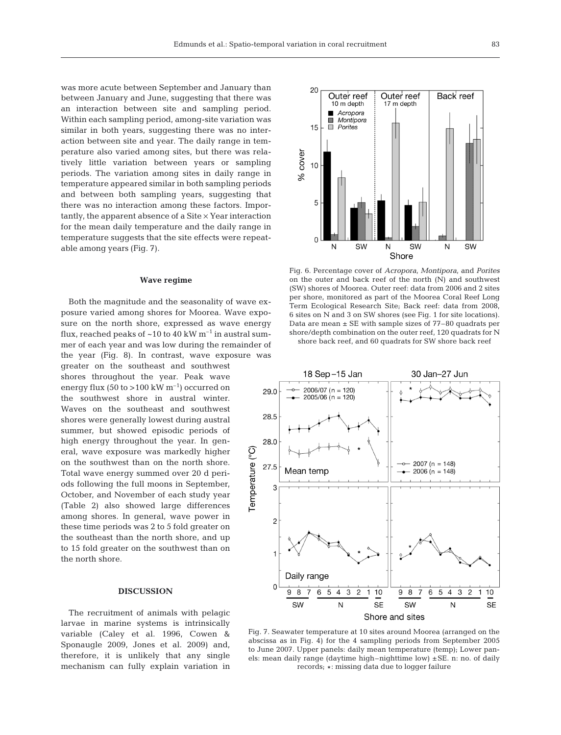was more acute between September and January than between January and June, suggesting that there was an interaction between site and sampling period. Within each sampling period, among-site variation was similar in both years, suggesting there was no interaction between site and year. The daily range in temperature also varied among sites, but there was relatively little variation between years or sampling periods. The variation among sites in daily range in temperature appeared similar in both sampling periods and between both sampling years, suggesting that there was no interaction among these factors. Importantly, the apparent absence of a Site × Year interaction for the mean daily temperature and the daily range in temperature suggests that the site effects were repeatable among years (Fig. 7).

#### Wave regime

Both the magnitude and the seasonality of wave exposure varied among shores for Moorea. Wave exposure on the north shore, expressed as wave energy flux, reached peaks of ~10 to 40 kW $m^{-1}$ in austral summer of each year and was low during the remainder of the year (Fig. 8). In contrast, wave exposure was greater on the southeast and southwest shores throughout the year. Peak wave energy flux (50 to >100 kW $m^{-1}$) occurred on the southwest shore in austral winter. Waves on the southeast and southwest shores were generally lowest during austral summer, but showed episodic periods of high energy throughout the year. In general, wave exposure was markedly higher on the southwest than on the north shore. Total wave energy summed over 20 d periods following the full moons in September, October, and November of each study year (Table 2) also showed large differences among shores. In general, wave power in these time periods was 2 to 5 fold greater on the southeast than the north shore, and up to 15 fold greater on the southwest than on the north shore.

Fig. 6. Percentage cover of *Acropora*, *Montipora*, and *Porites* on the outer and back reef of the north (N) and southwest (SW) shores of Moorea. Outer reef: data from 2006 and 2 sites per shore, monitored as part of the Moorea Coral Reef Long Term Ecological Research Site; Back reef: data from 2008, 6 sites on N and 3 on SW shores (see Fig. 1 for site locations). Data are mean ± SE with sample sizes of 77–80 quadrats per shore/depth combination on the outer reef, 120 quadrats for N shore back reef, and 60 quadrats for SW shore back reef

Fig. 7. Seawater temperature at 10 sites around Moorea (arranged on the abscissa as in Fig. 4) for the 4 sampling periods from September 2005 to June 2007. Upper panels: daily mean temperature (temp); Lower panels: mean daily range (daytime high–nighttime low) ±SE. n: no. of daily records; *: missing data due to logger failure

## DISCUSSION

The recruitment of animals with pelagic larvae in marine systems is intrinsically variable (Caley et al. 1996, Cowen & Sponaugle 2009, Jones et al. 2009) and, therefore, it is unlikely that any single mechanism can fully explain variation in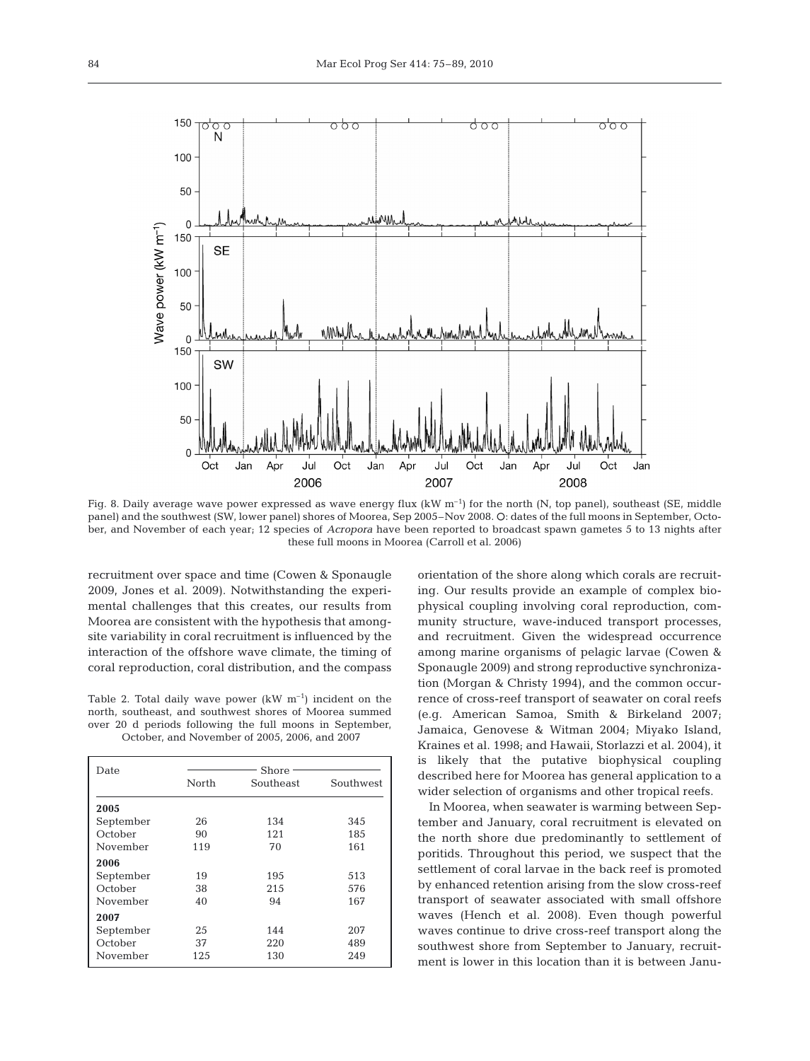Fig. 8. Daily average wave power expressed as wave energy flux (kW m$^{-1}$) for the north (N, top panel), southeast (SE, middle panel) and the southwest (SW, lower panel) shores of Moorea, Sep 2005–Nov 2008. O: dates of the full moons in September, October, and November of each year; 12 species of *Acropora* have been reported to broadcast spawn gametes 5 to 13 nights after these full moons in Moorea (Carroll et al. 2006)

recruitment over space and time (Cowen & Sponaugle 2009, Jones et al. 2009). Notwithstanding the experimental challenges that this creates, our results from Moorea are consistent with the hypothesis that among-site variability in coral recruitment is influenced by the interaction of the offshore wave climate, the timing of coral reproduction, coral distribution, and the compass orientation of the shore along which corals are recruiting. Our results provide an example of complex biophysical coupling involving coral reproduction, community structure, wave-induced transport processes, and recruitment. Given the widespread occurrence among marine organisms of pelagic larvae (Cowen & Sponaugle 2009) and strong reproductive synchronization (Morgan & Christy 1994), and the common occurrence of cross-reef transport of seawater on coral reefs (e.g. American Samoa, Smith & Birkeland 2007; Jamaica, Genovese & Witman 2004; Miyako Island, Kraines et al. 1998; and Hawaii, Storlazzi et al. 2004), it is likely that the putative biophysical coupling described here for Moorea has general application to a wider selection of organisms and other tropical reefs.

Table 2. Total daily wave power (kW m$^{-1}$) incident on the north, southeast, and southwest shores of Moorea summed over 20 d periods following the full moons in September, October, and November of 2005, 2006, and 2007

| Date | Shore | | |
|---|---|---|---|
| | North | Southeast | Southwest |
| **2005** | | | |
| September | 26 | 134 | 345 |
| October | 90 | 121 | 185 |
| November | 119 | 70 | 161 |
| **2006** | | | |
| September | 19 | 195 | 513 |
| October | 38 | 215 | 576 |
| November | 40 | 94 | 167 |
| **2007** | | | |
| September | 25 | 144 | 207 |
| October | 37 | 220 | 489 |
| November | 125 | 130 | 249 |

In Moorea, when seawater is warming between September and January, coral recruitment is elevated on the north shore due predominantly to settlement of poritids. Throughout this period, we suspect that the settlement of coral larvae in the back reef is promoted by enhanced retention arising from the slow cross-reef transport of seawater associated with small offshore waves (Hench et al. 2008). Even though powerful waves continue to drive cross-reef transport along the southwest shore from September to January, recruitment is lower in this location than it is between Janu-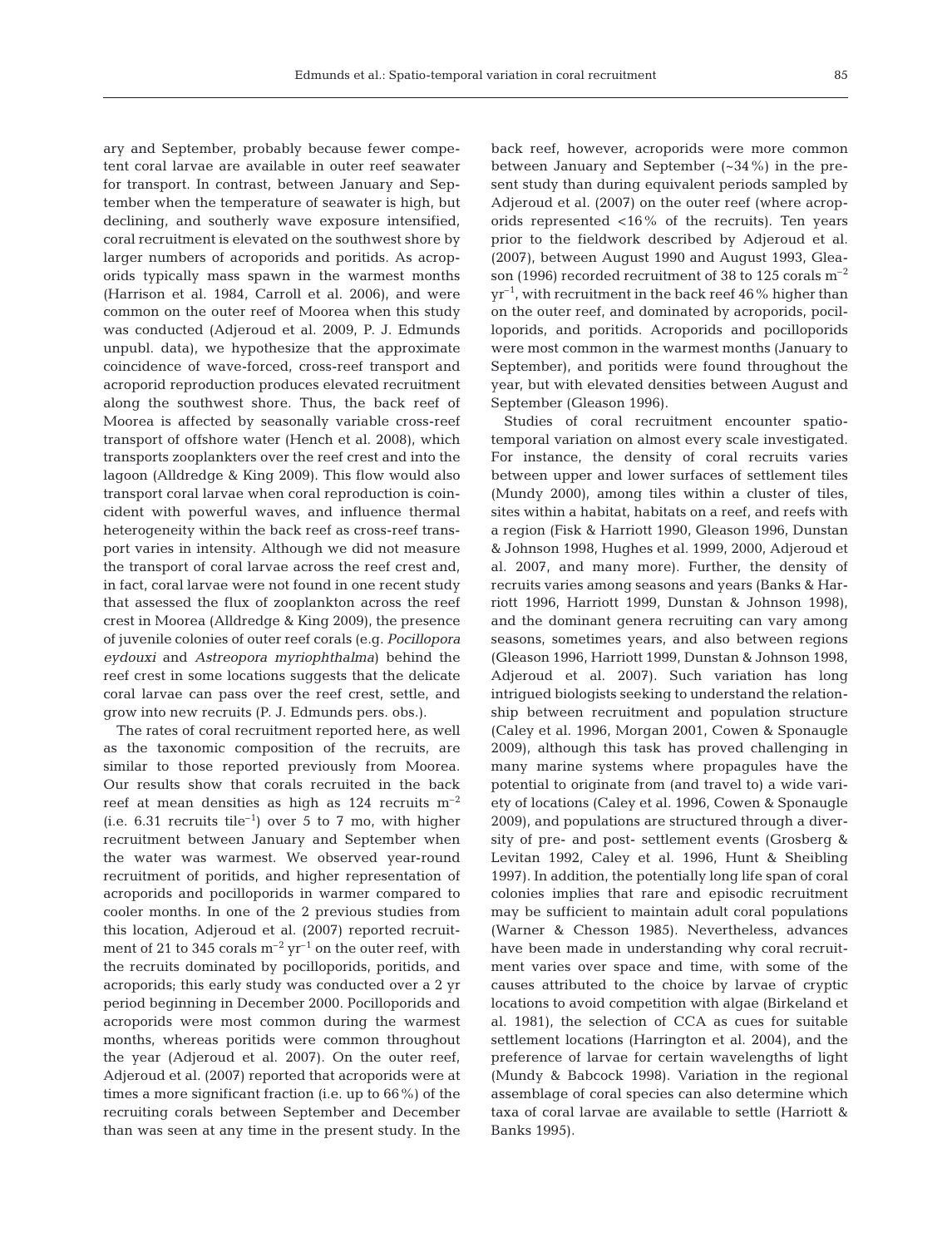ary and September, probably because fewer competent coral larvae are available in outer reef seawater for transport. In contrast, between January and September when the temperature of seawater is high, but declining, and southerly wave exposure intensified, coral recruitment is elevated on the southwest shore by larger numbers of acroporids and poritids. As acroporids typically mass spawn in the warmest months (Harrison et al. 1984, Carroll et al. 2006), and were common on the outer reef of Moorea when this study was conducted (Adjeroud et al. 2009, P. J. Edmunds unpubl. data), we hypothesize that the approximate coincidence of wave-forced, cross-reef transport and acroporid reproduction produces elevated recruitment along the southwest shore. Thus, the back reef of Moorea is affected by seasonally variable cross-reef transport of offshore water (Hench et al. 2008), which transports zooplankters over the reef crest and into the lagoon (Alldredge & King 2009). This flow would also transport coral larvae when coral reproduction is coincident with powerful waves, and influence thermal heterogeneity within the back reef as cross-reef transport varies in intensity. Although we did not measure the transport of coral larvae across the reef crest and, in fact, coral larvae were not found in one recent study that assessed the flux of zooplankton across the reef crest in Moorea (Alldredge & King 2009), the presence of juvenile colonies of outer reef corals (e.g. *Pocillopora eydouxi* and *Astreopora myriophthalma*) behind the reef crest in some locations suggests that the delicate coral larvae can pass over the reef crest, settle, and grow into new recruits (P. J. Edmunds pers. obs.).

The rates of coral recruitment reported here, as well as the taxonomic composition of the recruits, are similar to those reported previously from Moorea. Our results show that corals recruited in the back reef at mean densities as high as 124 recruits $m^{-2}$ (i.e. 6.31 recruits $tile^{-1}$) over 5 to 7 mo, with higher recruitment between January and September when the water was warmest. We observed year-round recruitment of poritids, and higher representation of acroporids and pocilloporids in warmer compared to cooler months. In one of the 2 previous studies from this location, Adjeroud et al. (2007) reported recruitment of 21 to 345 corals $m^{-2}$ $yr^{-1}$ on the outer reef, with the recruits dominated by pocilloporids, poritids, and acroporids; this early study was conducted over a 2 yr period beginning in December 2000. Pocilloporids and acroporids were most common during the warmest months, whereas poritids were common throughout the year (Adjeroud et al. 2007). On the outer reef, Adjeroud et al. (2007) reported that acroporids were at times a more significant fraction (i.e. up to 66%) of the recruiting corals between September and December than was seen at any time in the present study. In the back reef, however, acroporids were more common between January and September (~34%) in the present study than during equivalent periods sampled by Adjeroud et al. (2007) on the outer reef (where acroporids represented <16% of the recruits). Ten years prior to the fieldwork described by Adjeroud et al. (2007), between August 1990 and August 1993, Gleason (1996) recorded recruitment of 38 to 125 corals $m^{-2}$ $yr^{-1}$, with recruitment in the back reef 46% higher than on the outer reef, and dominated by acroporids, pocilloporids, and poritids. Acroporids and pocilloporids were most common in the warmest months (January to September), and poritids were found throughout the year, but with elevated densities between August and September (Gleason 1996).

Studies of coral recruitment encounter spatio-temporal variation on almost every scale investigated. For instance, the density of coral recruits varies between upper and lower surfaces of settlement tiles (Mundy 2000), among tiles within a cluster of tiles, sites within a habitat, habitats on a reef, and reefs with a region (Fisk & Harriott 1990, Gleason 1996, Dunstan & Johnson 1998, Hughes et al. 1999, 2000, Adjeroud et al. 2007, and many more). Further, the density of recruits varies among seasons and years (Banks & Harriott 1996, Harriott 1999, Dunstan & Johnson 1998), and the dominant genera recruiting can vary among seasons, sometimes years, and also between regions (Gleason 1996, Harriott 1999, Dunstan & Johnson 1998, Adjeroud et al. 2007). Such variation has long intrigued biologists seeking to understand the relationship between recruitment and population structure (Caley et al. 1996, Morgan 2001, Cowen & Sponaugle 2009), although this task has proved challenging in many marine systems where propagules have the potential to originate from (and travel to) a wide variety of locations (Caley et al. 1996, Cowen & Sponaugle 2009), and populations are structured through a diversity of pre- and post- settlement events (Grosberg & Levitan 1992, Caley et al. 1996, Hunt & Sheibling 1997). In addition, the potentially long life span of coral colonies implies that rare and episodic recruitment may be sufficient to maintain adult coral populations (Warner & Chesson 1985). Nevertheless, advances have been made in understanding why coral recruitment varies over space and time, with some of the causes attributed to the choice by larvae of cryptic locations to avoid competition with algae (Birkeland et al. 1981), the selection of CCA as cues for suitable settlement locations (Harrington et al. 2004), and the preference of larvae for certain wavelengths of light (Mundy & Babcock 1998). Variation in the regional assemblage of coral species can also determine which taxa of coral larvae are available to settle (Harriott & Banks 1995).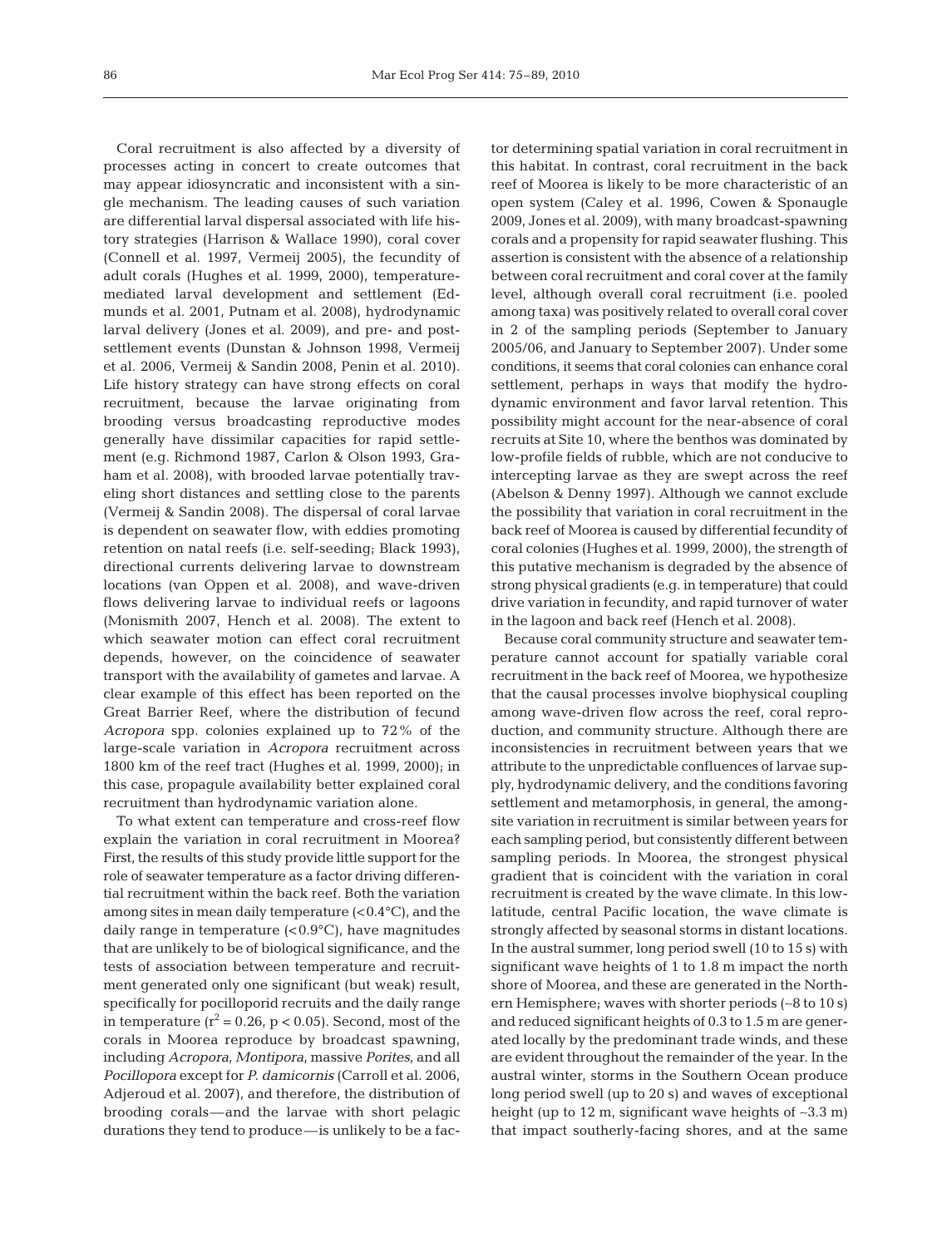Coral recruitment is also affected by a diversity of processes acting in concert to create outcomes that may appear idiosyncratic and inconsistent with a single mechanism. The leading causes of such variation are differential larval dispersal associated with life history strategies (Harrison & Wallace 1990), coral cover (Connell et al. 1997, Vermeij 2005), the fecundity of adult corals (Hughes et al. 1999, 2000), temperature-mediated larval development and settlement (Edmunds et al. 2001, Putnam et al. 2008), hydrodynamic larval delivery (Jones et al. 2009), and pre- and post-settlement events (Dunstan & Johnson 1998, Vermeij et al. 2006, Vermeij & Sandin 2008, Penin et al. 2010). Life history strategy can have strong effects on coral recruitment, because the larvae originating from brooding versus broadcasting reproductive modes generally have dissimilar capacities for rapid settlement (e.g. Richmond 1987, Carlon & Olson 1993, Graham et al. 2008), with brooded larvae potentially traveling short distances and settling close to the parents (Vermeij & Sandin 2008). The dispersal of coral larvae is dependent on seawater flow, with eddies promoting retention on natal reefs (i.e. self-seeding; Black 1993), directional currents delivering larvae to downstream locations (van Oppen et al. 2008), and wave-driven flows delivering larvae to individual reefs or lagoons (Monismith 2007, Hench et al. 2008). The extent to which seawater motion can effect coral recruitment depends, however, on the coincidence of seawater transport with the availability of gametes and larvae. A clear example of this effect has been reported on the Great Barrier Reef, where the distribution of fecund *Acropora* spp. colonies explained up to 72% of the large-scale variation in *Acropora* recruitment across 1800 km of the reef tract (Hughes et al. 1999, 2000); in this case, propagule availability better explained coral recruitment than hydrodynamic variation alone.

To what extent can temperature and cross-reef flow explain the variation in coral recruitment in Moorea? First, the results of this study provide little support for the role of seawater temperature as a factor driving differential recruitment within the back reef. Both the variation among sites in mean daily temperature (<0.4°C), and the daily range in temperature (<0.9°C), have magnitudes that are unlikely to be of biological significance, and the tests of association between temperature and recruitment generated only one significant (but weak) result, specifically for pocilloporid recruits and the daily range in temperature ($r^2 = 0.26$, $p < 0.05$). Second, most of the corals in Moorea reproduce by broadcast spawning, including *Acropora*, *Montipora*, massive *Porites*, and all *Pocillopora* except for *P. damicornis* (Carroll et al. 2006, Adjeroud et al. 2007), and therefore, the distribution of brooding corals—and the larvae with short pelagic durations they tend to produce—is unlikely to be a factor determining spatial variation in coral recruitment in this habitat. In contrast, coral recruitment in the back reef of Moorea is likely to be more characteristic of an open system (Caley et al. 1996, Cowen & Sponaugle 2009, Jones et al. 2009), with many broadcast-spawning corals and a propensity for rapid seawater flushing. This assertion is consistent with the absence of a relationship between coral recruitment and coral cover at the family level, although overall coral recruitment (i.e. pooled among taxa) was positively related to overall coral cover in 2 of the sampling periods (September to January 2005/06, and January to September 2007). Under some conditions, it seems that coral colonies can enhance coral settlement, perhaps in ways that modify the hydrodynamic environment and favor larval retention. This possibility might account for the near-absence of coral recruits at Site 10, where the benthos was dominated by low-profile fields of rubble, which are not conducive to intercepting larvae as they are swept across the reef (Abelson & Denny 1997). Although we cannot exclude the possibility that variation in coral recruitment in the back reef of Moorea is caused by differential fecundity of coral colonies (Hughes et al. 1999, 2000), the strength of this putative mechanism is degraded by the absence of strong physical gradients (e.g. in temperature) that could drive variation in fecundity, and rapid turnover of water in the lagoon and back reef (Hench et al. 2008).

Because coral community structure and seawater temperature cannot account for spatially variable coral recruitment in the back reef of Moorea, we hypothesize that the causal processes involve biophysical coupling among wave-driven flow across the reef, coral reproduction, and community structure. Although there are inconsistencies in recruitment between years that we attribute to the unpredictable confluences of larvae supply, hydrodynamic delivery, and the conditions favoring settlement and metamorphosis, in general, the among-site variation in recruitment is similar between years for each sampling period, but consistently different between sampling periods. In Moorea, the strongest physical gradient that is coincident with the variation in coral recruitment is created by the wave climate. In this low-latitude, central Pacific location, the wave climate is strongly affected by seasonal storms in distant locations. In the austral summer, long period swell (10 to 15 s) with significant wave heights of 1 to 1.8 m impact the north shore of Moorea, and these are generated in the Northern Hemisphere; waves with shorter periods (~8 to 10 s) and reduced significant heights of 0.3 to 1.5 m are generated locally by the predominant trade winds, and these are evident throughout the remainder of the year. In the austral winter, storms in the Southern Ocean produce long period swell (up to 20 s) and waves of exceptional height (up to 12 m, significant wave heights of ~3.3 m) that impact southerly-facing shores, and at the same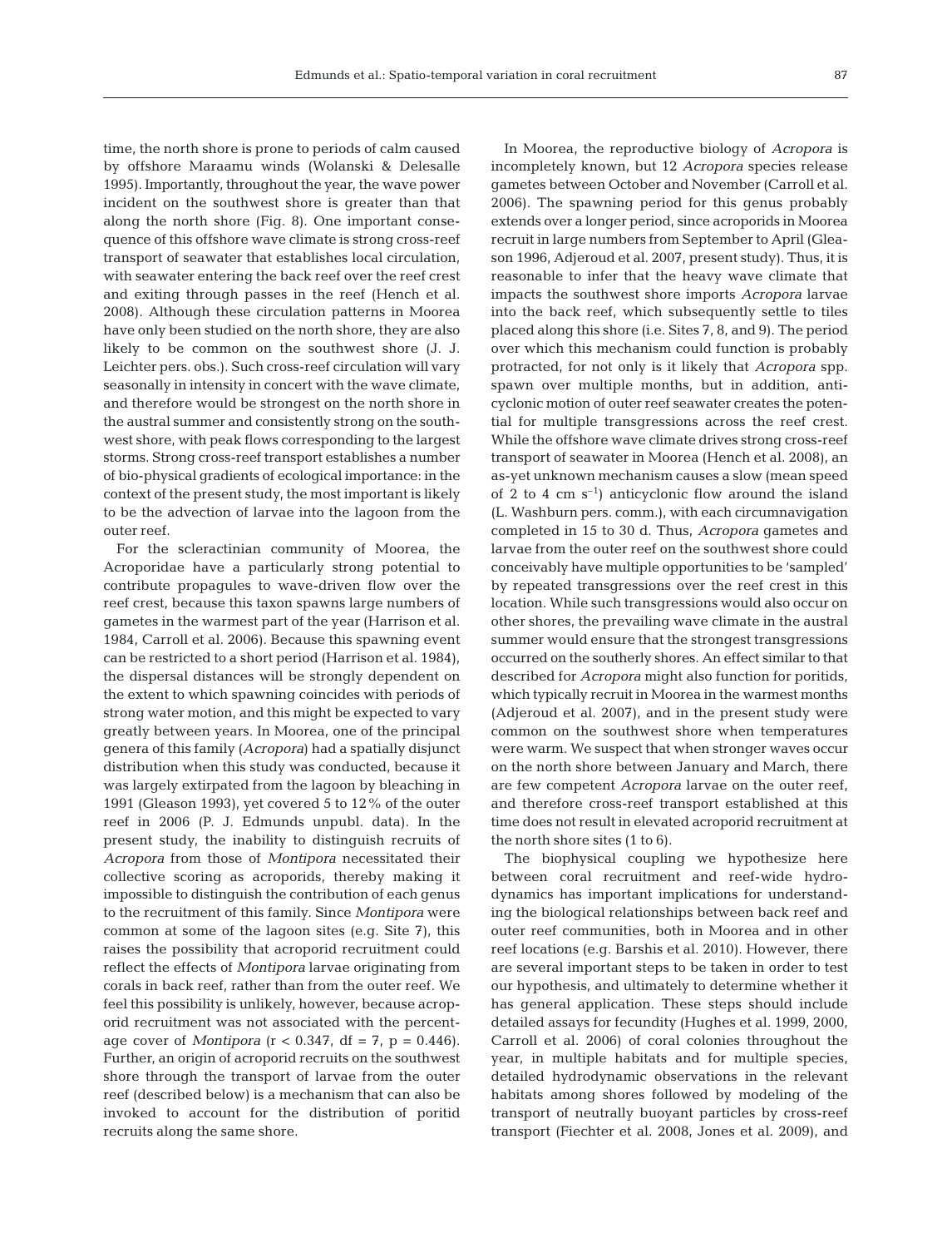time, the north shore is prone to periods of calm caused by offshore Maraamu winds (Wolanski & Delesalle 1995). Importantly, throughout the year, the wave power incident on the southwest shore is greater than that along the north shore (Fig. 8). One important consequence of this offshore wave climate is strong cross-reef transport of seawater that establishes local circulation, with seawater entering the back reef over the reef crest and exiting through passes in the reef (Hench et al. 2008). Although these circulation patterns in Moorea have only been studied on the north shore, they are also likely to be common on the southwest shore (J. J. Leichter pers. obs.). Such cross-reef circulation will vary seasonally in intensity in concert with the wave climate, and therefore would be strongest on the north shore in the austral summer and consistently strong on the southwest shore, with peak flows corresponding to the largest storms. Strong cross-reef transport establishes a number of bio-physical gradients of ecological importance: in the context of the present study, the most important is likely to be the advection of larvae into the lagoon from the outer reef.

For the scleractinian community of Moorea, the Acroporidae have a particularly strong potential to contribute propagules to wave-driven flow over the reef crest, because this taxon spawns large numbers of gametes in the warmest part of the year (Harrison et al. 1984, Carroll et al. 2006). Because this spawning event can be restricted to a short period (Harrison et al. 1984), the dispersal distances will be strongly dependent on the extent to which spawning coincides with periods of strong water motion, and this might be expected to vary greatly between years. In Moorea, one of the principal genera of this family (*Acropora*) had a spatially disjunct distribution when this study was conducted, because it was largely extirpated from the lagoon by bleaching in 1991 (Gleason 1993), yet covered 5 to 12% of the outer reef in 2006 (P. J. Edmunds unpubl. data). In the present study, the inability to distinguish recruits of *Acropora* from those of *Montipora* necessitated their collective scoring as acroporids, thereby making it impossible to distinguish the contribution of each genus to the recruitment of this family. Since *Montipora* were common at some of the lagoon sites (e.g. Site 7), this raises the possibility that acroporid recruitment could reflect the effects of *Montipora* larvae originating from corals in back reef, rather than from the outer reef. We feel this possibility is unlikely, however, because acroporid recruitment was not associated with the percentage cover of *Montipora* ($r < 0.347$, df = 7, $p = 0.446$). Further, an origin of acroporid recruits on the southwest shore through the transport of larvae from the outer reef (described below) is a mechanism that can also be invoked to account for the distribution of poritid recruits along the same shore.

In Moorea, the reproductive biology of *Acropora* is incompletely known, but 12 *Acropora* species release gametes between October and November (Carroll et al. 2006). The spawning period for this genus probably extends over a longer period, since acroporids in Moorea recruit in large numbers from September to April (Gleason 1996, Adjeroud et al. 2007, present study). Thus, it is reasonable to infer that the heavy wave climate that impacts the southwest shore imports *Acropora* larvae into the back reef, which subsequently settle to tiles placed along this shore (i.e. Sites 7, 8, and 9). The period over which this mechanism could function is probably protracted, for not only is it likely that *Acropora* spp. spawn over multiple months, but in addition, anticyclonic motion of outer reef seawater creates the potential for multiple transgressions across the reef crest. While the offshore wave climate drives strong cross-reef transport of seawater in Moorea (Hench et al. 2008), an as-yet unknown mechanism causes a slow (mean speed of 2 to 4 cm $s^{-1}$) anticyclonic flow around the island (L. Washburn pers. comm.), with each circumnavigation completed in 15 to 30 d. Thus, *Acropora* gametes and larvae from the outer reef on the southwest shore could conceivably have multiple opportunities to be 'sampled' by repeated transgressions over the reef crest in this location. While such transgressions would also occur on other shores, the prevailing wave climate in the austral summer would ensure that the strongest transgressions occurred on the southerly shores. An effect similar to that described for *Acropora* might also function for poritids, which typically recruit in Moorea in the warmest months (Adjeroud et al. 2007), and in the present study were common on the southwest shore when temperatures were warm. We suspect that when stronger waves occur on the north shore between January and March, there are few competent *Acropora* larvae on the outer reef, and therefore cross-reef transport established at this time does not result in elevated acroporid recruitment at the north shore sites (1 to 6).

The biophysical coupling we hypothesize here between coral recruitment and reef-wide hydrodynamics has important implications for understanding the biological relationships between back reef and outer reef communities, both in Moorea and in other reef locations (e.g. Barshis et al. 2010). However, there are several important steps to be taken in order to test our hypothesis, and ultimately to determine whether it has general application. These steps should include detailed assays for fecundity (Hughes et al. 1999, 2000, Carroll et al. 2006) of coral colonies throughout the year, in multiple habitats and for multiple species, detailed hydrodynamic observations in the relevant habitats among shores followed by modeling of the transport of neutrally buoyant particles by cross-reef transport (Fiechter et al. 2008, Jones et al. 2009), and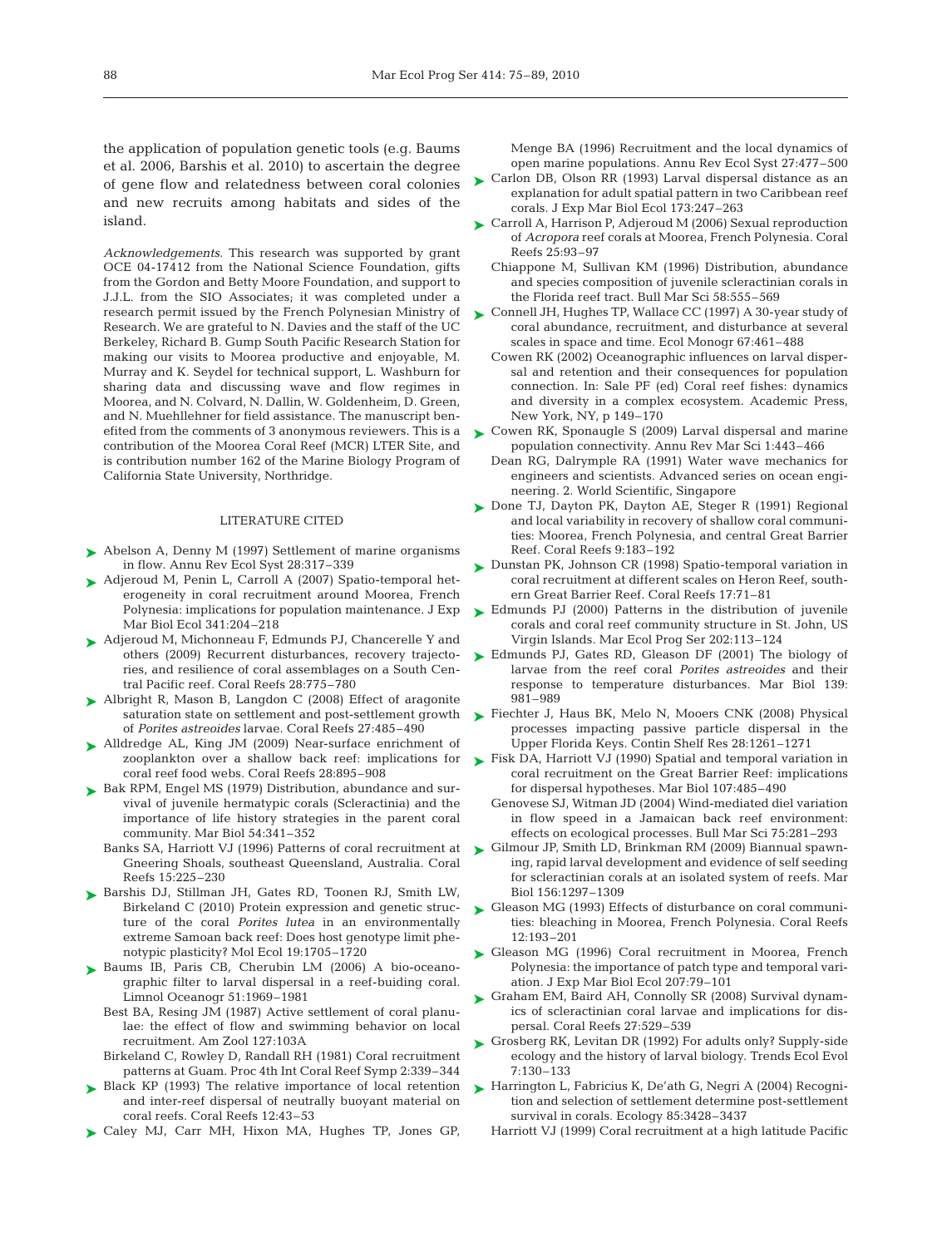the application of population genetic tools (e.g. Baums et al. 2006, Barshis et al. 2010) to ascertain the degree of gene flow and relatedness between coral colonies and new recruits among habitats and sides of the island.

*Acknowledgements.* This research was supported by grant OCE 04-17412 from the National Science Foundation, gifts from the Gordon and Betty Moore Foundation, and support to J.J.L. from the SIO Associates; it was completed under a research permit issued by the French Polynesian Ministry of Research. We are grateful to N. Davies and the staff of the UC Berkeley, Richard B. Gump South Pacific Research Station for making our visits to Moorea productive and enjoyable, M. Murray and K. Seydel for technical support, L. Washburn for sharing data and discussing wave and flow regimes in Moorea, and N. Colvard, N. Dallin, W. Goldenheim, D. Green, and N. Muehllehner for field assistance. The manuscript benefited from the comments of 3 anonymous reviewers. This is a contribution of the Moorea Coral Reef (MCR) LTER Site, and is contribution number 162 of the Marine Biology Program of California State University, Northridge.

## LITERATURE CITED

- Abelson A, Denny M (1997) Settlement of marine organisms in flow. Annu Rev Ecol Syst 28:317–339
- Adjeroud M, Penin L, Carroll A (2007) Spatio-temporal heterogeneity in coral recruitment around Moorea, French Polynesia: implications for population maintenance. J Exp Mar Biol Ecol 341:204–218
- Adjeroud M, Michonneau F, Edmunds PJ, Chancerelle Y and others (2009) Recurrent disturbances, recovery trajectories, and resilience of coral assemblages on a South Central Pacific reef. Coral Reefs 28:775–780
- Albright R, Mason B, Langdon C (2008) Effect of aragonite saturation state on settlement and post-settlement growth of *Porites astreoides* larvae. Coral Reefs 27:485–490
- Alldredge AL, King JM (2009) Near-surface enrichment of zooplankton over a shallow back reef: implications for coral reef food webs. Coral Reefs 28:895–908
- Bak RPM, Engel MS (1979) Distribution, abundance and survival of juvenile hermatypic corals (Scleractinia) and the importance of life history strategies in the parent coral community. Mar Biol 54:341–352
- Banks SA, Harriott VJ (1996) Patterns of coral recruitment at Gneering Shoals, southeast Queensland, Australia. Coral Reefs 15:225–230
- Barshis DJ, Stillman JH, Gates RD, Toonen RJ, Smith LW, Birkeland C (2010) Protein expression and genetic structure of the coral *Porites lutea* in an environmentally extreme Samoan back reef: Does host genotype limit phenotypic plasticity? Mol Ecol 19:1705–1720
- Baums IB, Paris CB, Cherubin LM (2006) A bio-oceanographic filter to larval dispersal in a reef-buiding coral. Limnol Oceanogr 51:1969–1981
- Best BA, Resing JM (1987) Active settlement of coral planulae: the effect of flow and swimming behavior on local recruitment. Am Zool 127:103A
- Birkeland C, Rowley D, Randall RH (1981) Coral recruitment patterns at Guam. Proc 4th Int Coral Reef Symp 2:339–344
- Black KP (1993) The relative importance of local retention and inter-reef dispersal of neutrally buoyant material on coral reefs. Coral Reefs 12:43–53
- Caley MJ, Carr MH, Hixon MA, Hughes TP, Jones GP, Menge BA (1996) Recruitment and the local dynamics of open marine populations. Annu Rev Ecol Syst 27:477–500
- Carlon DB, Olson RR (1993) Larval dispersal distance as an explanation for adult spatial pattern in two Caribbean reef corals. J Exp Mar Biol Ecol 173:247–263
- Carroll A, Harrison P, Adjeroud M (2006) Sexual reproduction of *Acropora* reef corals at Moorea, French Polynesia. Coral Reefs 25:93–97
- Chiappone M, Sullivan KM (1996) Distribution, abundance and species composition of juvenile scleractinian corals in the Florida reef tract. Bull Mar Sci 58:555–569
- Connell JH, Hughes TP, Wallace CC (1997) A 30-year study of coral abundance, recruitment, and disturbance at several scales in space and time. Ecol Monogr 67:461–488
- Cowen RK (2002) Oceanographic influences on larval dispersal and retention and their consequences for population connection. In: Sale PF (ed) Coral reef fishes: dynamics and diversity in a complex ecosystem. Academic Press, New York, NY, p 149–170
- Cowen RK, Sponaugle S (2009) Larval dispersal and marine population connectivity. Annu Rev Mar Sci 1:443–466
- Dean RG, Dalrymple RA (1991) Water wave mechanics for engineers and scientists. Advanced series on ocean engineering. 2. World Scientific, Singapore
- Done TJ, Dayton PK, Dayton AE, Steger R (1991) Regional and local variability in recovery of shallow coral communities: Moorea, French Polynesia, and central Great Barrier Reef. Coral Reefs 9:183–192
- Dunstan PK, Johnson CR (1998) Spatio-temporal variation in coral recruitment at different scales on Heron Reef, southern Great Barrier Reef. Coral Reefs 17:71–81
- Edmunds PJ (2000) Patterns in the distribution of juvenile corals and coral reef community structure in St. John, US Virgin Islands. Mar Ecol Prog Ser 202:113–124
- Edmunds PJ, Gates RD, Gleason DF (2001) The biology of larvae from the reef coral *Porites astreoides* and their response to temperature disturbances. Mar Biol 139: 981–989
- Fiechter J, Haus BK, Melo N, Mooers CNK (2008) Physical processes impacting passive particle dispersal in the Upper Florida Keys. Contin Shelf Res 28:1261–1271
- Fisk DA, Harriott VJ (1990) Spatial and temporal variation in coral recruitment on the Great Barrier Reef: implications for dispersal hypotheses. Mar Biol 107:485–490
- Genovese SJ, Witman JD (2004) Wind-mediated diel variation in flow speed in a Jamaican back reef environment: effects on ecological processes. Bull Mar Sci 75:281–293
- Gilmour JP, Smith LD, Brinkman RM (2009) Biannual spawning, rapid larval development and evidence of self seeding for scleractinian corals at an isolated system of reefs. Mar Biol 156:1297–1309
- Gleason MG (1993) Effects of disturbance on coral communities: bleaching in Moorea, French Polynesia. Coral Reefs 12:193–201
- Gleason MG (1996) Coral recruitment in Moorea, French Polynesia: the importance of patch type and temporal variation. J Exp Mar Biol Ecol 207:79–101
- Graham EM, Baird AH, Connolly SR (2008) Survival dynamics of scleractinian coral larvae and implications for dispersal. Coral Reefs 27:529–539
- Grosberg RK, Levitan DR (1992) For adults only? Supply-side ecology and the history of larval biology. Trends Ecol Evol 7:130–133
- Harrington L, Fabricius K, De'ath G, Negri A (2004) Recognition and selection of settlement determine post-settlement survival in corals. Ecology 85:3428–3437
- Harriott VJ (1999) Coral recruitment at a high latitude Pacific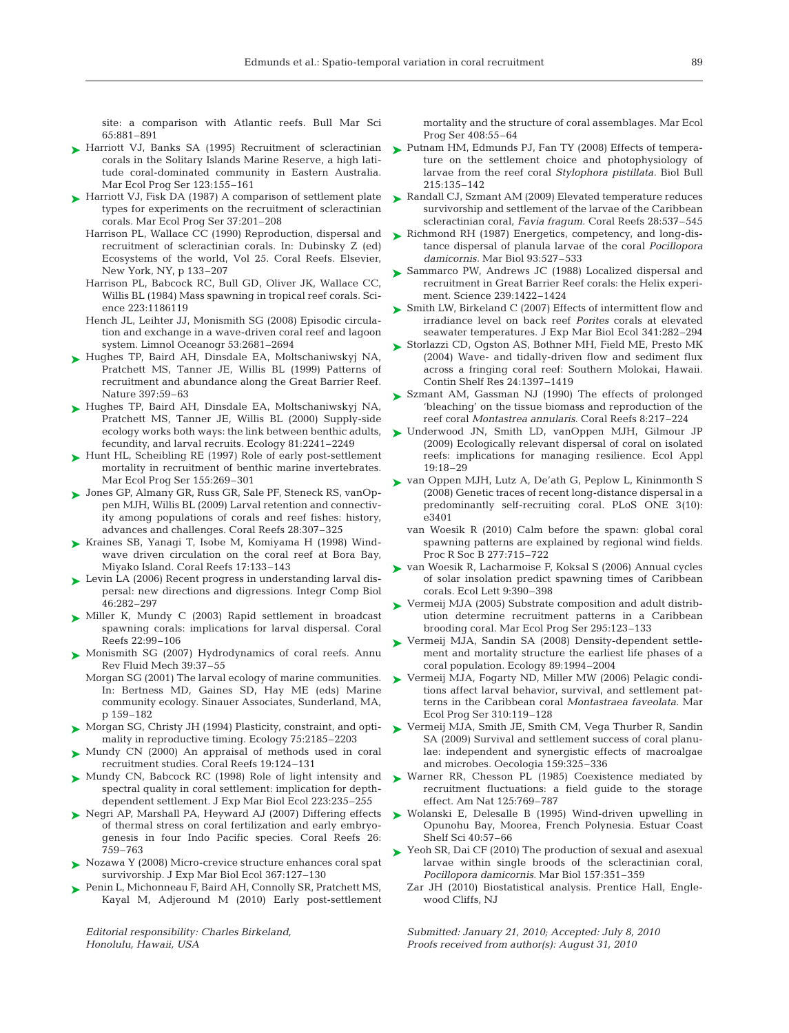site: a comparison with Atlantic reefs. Bull Mar Sci 65:881–891

Harriott VJ, Banks SA (1995) Recruitment of scleractinian corals in the Solitary Islands Marine Reserve, a high latitude coral-dominated community in Eastern Australia. Mar Ecol Prog Ser 123:155–161

Harriott VJ, Fisk DA (1987) A comparison of settlement plate types for experiments on the recruitment of scleractinian corals. Mar Ecol Prog Ser 37:201–208

Harrison PL, Wallace CC (1990) Reproduction, dispersal and recruitment of scleractinian corals. In: Dubinsky Z (ed) Ecosystems of the world, Vol 25. Coral Reefs. Elsevier, New York, NY, p 133–207

Harrison PL, Babcock RC, Bull GD, Oliver JK, Wallace CC, Willis BL (1984) Mass spawning in tropical reef corals. Science 223:1186119

Hench JL, Leihter JJ, Monismith SG (2008) Episodic circulation and exchange in a wave-driven coral reef and lagoon system. Limnol Oceanogr 53:2681–2694

Hughes TP, Baird AH, Dinsdale EA, Moltschaniwskyj NA, Pratchett MS, Tanner JE, Willis BL (1999) Patterns of recruitment and abundance along the Great Barrier Reef. Nature 397:59–63

Hughes TP, Baird AH, Dinsdale EA, Moltschaniwskyj NA, Pratchett MS, Tanner JE, Willis BL (2000) Supply-side ecology works both ways: the link between benthic adults, fecundity, and larval recruits. Ecology 81:2241–2249

Hunt HL, Scheibling RE (1997) Role of early post-settlement mortality in recruitment of benthic marine invertebrates. Mar Ecol Prog Ser 155:269–301

Jones GP, Almany GR, Russ GR, Sale PF, Steneck RS, vanOppen MJH, Willis BL (2009) Larval retention and connectivity among populations of corals and reef fishes: history, advances and challenges. Coral Reefs 28:307–325

Kraines SB, Yanagi T, Isobe M, Komiyama H (1998) Wind-wave driven circulation on the coral reef at Bora Bay, Miyako Island. Coral Reefs 17:133–143

Levin LA (2006) Recent progress in understanding larval dispersal: new directions and digressions. Integr Comp Biol 46:282–297

Miller K, Mundy C (2003) Rapid settlement in broadcast spawning corals: implications for larval dispersal. Coral Reefs 22:99–106

Monismith SG (2007) Hydrodynamics of coral reefs. Annu Rev Fluid Mech 39:37–55

Morgan SG (2001) The larval ecology of marine communities. In: Bertness MD, Gaines SD, Hay ME (eds) Marine community ecology. Sinauer Associates, Sunderland, MA, p 159–182

Morgan SG, Christy JH (1994) Plasticity, constraint, and optimality in reproductive timing. Ecology 75:2185–2203

Mundy CN (2000) An appraisal of methods used in coral recruitment studies. Coral Reefs 19:124–131

Mundy CN, Babcock RC (1998) Role of light intensity and spectral quality in coral settlement: implication for depth-dependent settlement. J Exp Mar Biol Ecol 223:235–255

Negri AP, Marshall PA, Heyward AJ (2007) Differing effects of thermal stress on coral fertilization and early embryogenesis in four Indo Pacific species. Coral Reefs 26: 759–763

Nozawa Y (2008) Micro-crevice structure enhances coral spat survivorship. J Exp Mar Biol Ecol 367:127–130

Penin L, Michonneau F, Baird AH, Connolly SR, Pratchett MS, Kayal M, Adjeroud M (2010) Early post-settlement mortality and the structure of coral assemblages. Mar Ecol Prog Ser 408:55–64

Putnam HM, Edmunds PJ, Fan TY (2008) Effects of temperature on the settlement choice and photophysiology of larvae from the reef coral *Stylophora pistillata*. Biol Bull 215:135–142

Randall CJ, Szmant AM (2009) Elevated temperature reduces survivorship and settlement of the larvae of the Caribbean scleractinian coral, *Favia fragum*. Coral Reefs 28:537–545

Richmond RH (1987) Energetics, competency, and long-distance dispersal of planula larvae of the coral *Pocillopora damicornis*. Mar Biol 93:527–533

Sammarco PW, Andrews JC (1988) Localized dispersal and recruitment in Great Barrier Reef corals: the Helix experiment. Science 239:1422–1424

Smith LW, Birkeland C (2007) Effects of intermittent flow and irradiance level on back reef *Porites* corals at elevated seawater temperatures. J Exp Mar Biol Ecol 341:282–294

Storlazzi CD, Ogston AS, Bothner MH, Field ME, Presto MK (2004) Wave- and tidally-driven flow and sediment flux across a fringing coral reef: Southern Molokai, Hawaii. Contin Shelf Res 24:1397–1419

Szmant AM, Gassman NJ (1990) The effects of prolonged 'bleaching' on the tissue biomass and reproduction of the reef coral *Montastrea annularis*. Coral Reefs 8:217–224

Underwood JN, Smith LD, vanOppen MJH, Gilmour JP (2009) Ecologically relevant dispersal of coral on isolated reefs: implications for managing resilience. Ecol Appl 19:18–29

van Oppen MJH, Lutz A, De'ath G, Peplow L, Kininmonth S (2008) Genetic traces of recent long-distance dispersal in a predominantly self-recruiting coral. PLoS ONE 3(10): e3401

van Woesik R (2010) Calm before the spawn: global coral spawning patterns are explained by regional wind fields. Proc R Soc B 277:715–722

van Woesik R, Lacharmoise F, Koksal S (2006) Annual cycles of solar insolation predict spawning times of Caribbean corals. Ecol Lett 9:390–398

Vermeij MJA (2005) Substrate composition and adult distribution determine recruitment patterns in a Caribbean brooding coral. Mar Ecol Prog Ser 295:123–133

Vermeij MJA, Sandin SA (2008) Density-dependent settlement and mortality structure the earliest life phases of a coral population. Ecology 89:1994–2004

Vermeij MJA, Fogarty ND, Miller MW (2006) Pelagic conditions affect larval behavior, survival, and settlement patterns in the Caribbean coral *Montastraea faveolata*. Mar Ecol Prog Ser 310:119–128

Vermeij MJA, Smith JE, Smith CM, Vega Thurber R, Sandin SA (2009) Survival and settlement success of coral planulae: independent and synergistic effects of macroalgae and microbes. Oecologia 159:325–336

Warner RR, Chesson PL (1985) Coexistence mediated by recruitment fluctuations: a field guide to the storage effect. Am Nat 125:769–787

Wolanski E, Delesalle B (1995) Wind-driven upwelling in Opunohu Bay, Moorea, French Polynesia. Estuar Coast Shelf Sci 40:57–66

Yeoh SR, Dai CF (2010) The production of sexual and asexual larvae within single broods of the scleractinian coral, *Pocillopora damicornis*. Mar Biol 157:351–359

Zar JH (2010) Biostatistical analysis. Prentice Hall, Englewood Cliffs, NJ

*Editorial responsibility: Charles Birkeland, Honolulu, Hawaii, USA*

*Submitted: January 21, 2010; Accepted: July 8, 2010*
*Proofs received from author(s): August 31, 2010*